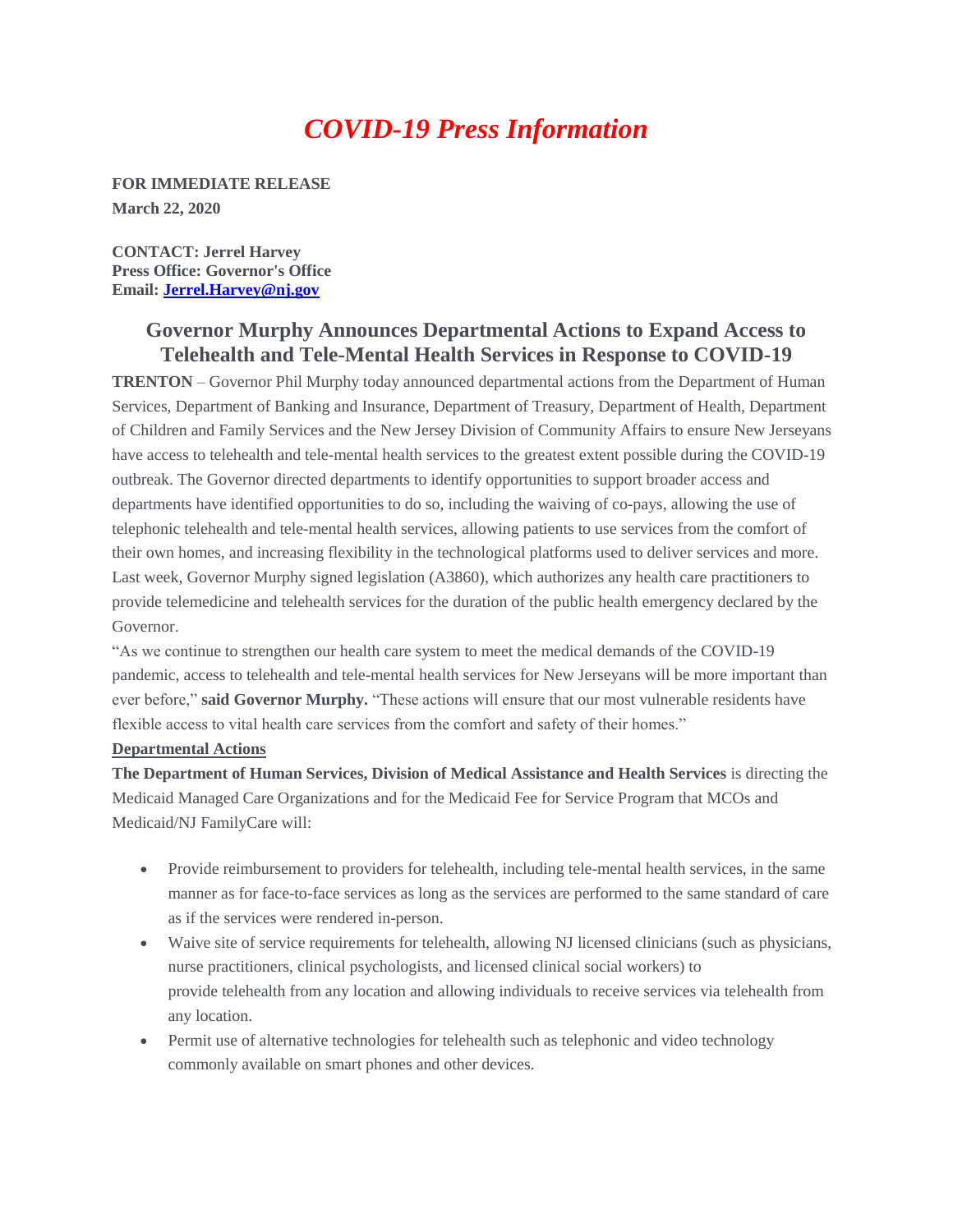# *COVID-19 Press Information*

**FOR IMMEDIATE RELEASE**
**March 22, 2020**

**CONTACT: Jerrel Harvey**
**Press Office: Governor's Office**
**Email: Jerrel.Harvey@nj.gov**

## Governor Murphy Announces Departmental Actions to Expand Access to Telehealth and Tele-Mental Health Services in Response to COVID-19

**TRENTON** – Governor Phil Murphy today announced departmental actions from the Department of Human Services, Department of Banking and Insurance, Department of Treasury, Department of Health, Department of Children and Family Services and the New Jersey Division of Community Affairs to ensure New Jerseyans have access to telehealth and tele-mental health services to the greatest extent possible during the COVID-19 outbreak. The Governor directed departments to identify opportunities to support broader access and departments have identified opportunities to do so, including the waiving of co-pays, allowing the use of telephonic telehealth and tele-mental health services, allowing patients to use services from the comfort of their own homes, and increasing flexibility in the technological platforms used to deliver services and more. Last week, Governor Murphy signed legislation (A3860), which authorizes any health care practitioners to provide telemedicine and telehealth services for the duration of the public health emergency declared by the Governor.

"As we continue to strengthen our health care system to meet the medical demands of the COVID-19 pandemic, access to telehealth and tele-mental health services for New Jerseyans will be more important than ever before," **said Governor Murphy.** "These actions will ensure that our most vulnerable residents have flexible access to vital health care services from the comfort and safety of their homes."

**Departmental Actions**

**The Department of Human Services, Division of Medical Assistance and Health Services** is directing the Medicaid Managed Care Organizations and for the Medicaid Fee for Service Program that MCOs and Medicaid/NJ FamilyCare will:

- Provide reimbursement to providers for telehealth, including tele-mental health services, in the same manner as for face-to-face services as long as the services are performed to the same standard of care as if the services were rendered in-person.
- Waive site of service requirements for telehealth, allowing NJ licensed clinicians (such as physicians, nurse practitioners, clinical psychologists, and licensed clinical social workers) to provide telehealth from any location and allowing individuals to receive services via telehealth from any location.
- Permit use of alternative technologies for telehealth such as telephonic and video technology commonly available on smart phones and other devices.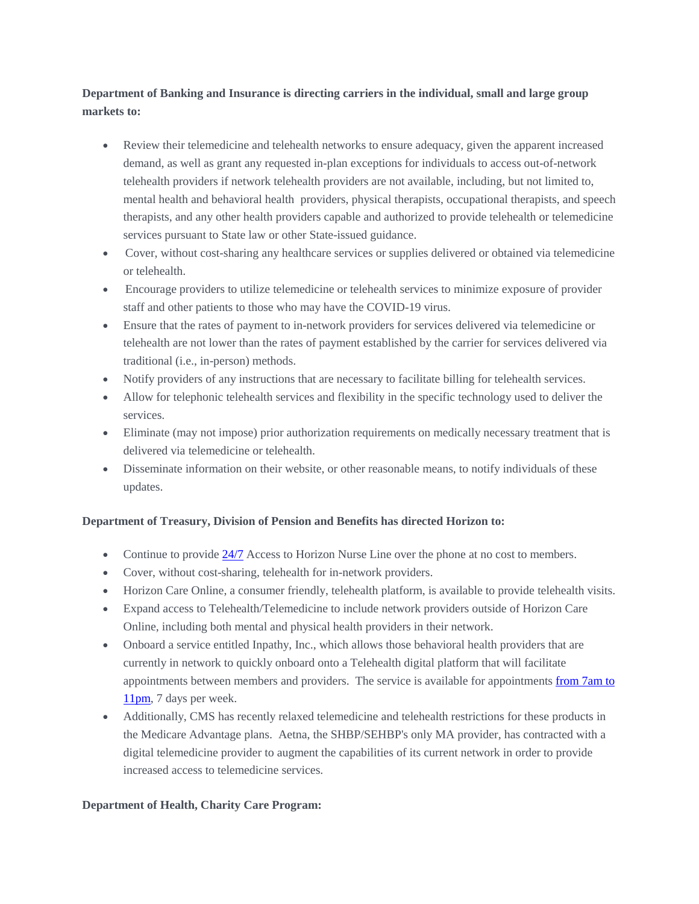**Department of Banking and Insurance is directing carriers in the individual, small and large group markets to:**

- Review their telemedicine and telehealth networks to ensure adequacy, given the apparent increased demand, as well as grant any requested in-plan exceptions for individuals to access out-of-network telehealth providers if network telehealth providers are not available, including, but not limited to, mental health and behavioral health providers, physical therapists, occupational therapists, and speech therapists, and any other health providers capable and authorized to provide telehealth or telemedicine services pursuant to State law or other State-issued guidance.
- Cover, without cost-sharing any healthcare services or supplies delivered or obtained via telemedicine or telehealth.
- Encourage providers to utilize telemedicine or telehealth services to minimize exposure of provider staff and other patients to those who may have the COVID-19 virus.
- Ensure that the rates of payment to in-network providers for services delivered via telemedicine or telehealth are not lower than the rates of payment established by the carrier for services delivered via traditional (i.e., in-person) methods.
- Notify providers of any instructions that are necessary to facilitate billing for telehealth services.
- Allow for telephonic telehealth services and flexibility in the specific technology used to deliver the services.
- Eliminate (may not impose) prior authorization requirements on medically necessary treatment that is delivered via telemedicine or telehealth.
- Disseminate information on their website, or other reasonable means, to notify individuals of these updates.

**Department of Treasury, Division of Pension and Benefits has directed Horizon to:**

- Continue to provide 24/7 Access to Horizon Nurse Line over the phone at no cost to members.
- Cover, without cost-sharing, telehealth for in-network providers.
- Horizon Care Online, a consumer friendly, telehealth platform, is available to provide telehealth visits.
- Expand access to Telehealth/Telemedicine to include network providers outside of Horizon Care Online, including both mental and physical health providers in their network.
- Onboard a service entitled Inpathy, Inc., which allows those behavioral health providers that are currently in network to quickly onboard onto a Telehealth digital platform that will facilitate appointments between members and providers. The service is available for appointments from 7am to 11pm, 7 days per week.
- Additionally, CMS has recently relaxed telemedicine and telehealth restrictions for these products in the Medicare Advantage plans. Aetna, the SHBP/SEHBP's only MA provider, has contracted with a digital telemedicine provider to augment the capabilities of its current network in order to provide increased access to telemedicine services.

**Department of Health, Charity Care Program:**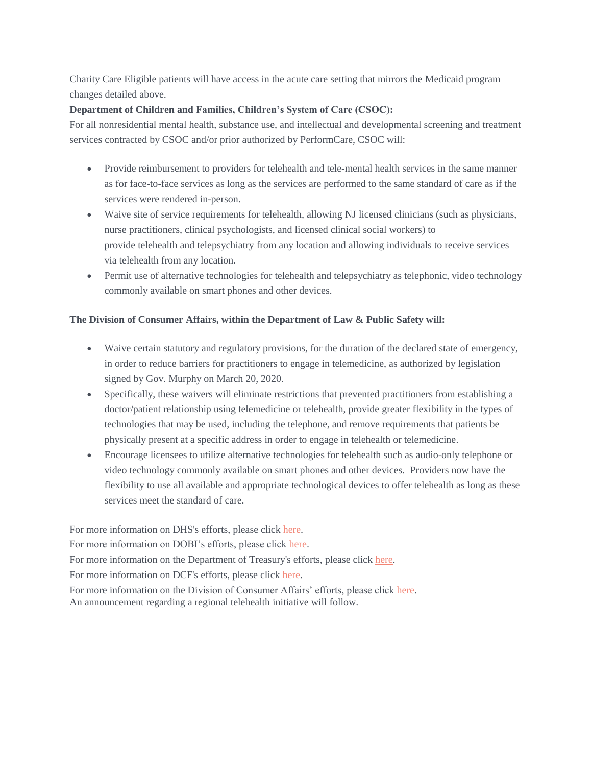Charity Care Eligible patients will have access in the acute care setting that mirrors the Medicaid program changes detailed above.

**Department of Children and Families, Children's System of Care (CSOC):**

For all nonresidential mental health, substance use, and intellectual and developmental screening and treatment services contracted by CSOC and/or prior authorized by PerformCare, CSOC will:

- Provide reimbursement to providers for telehealth and tele-mental health services in the same manner as for face-to-face services as long as the services are performed to the same standard of care as if the services were rendered in-person.
- Waive site of service requirements for telehealth, allowing NJ licensed clinicians (such as physicians, nurse practitioners, clinical psychologists, and licensed clinical social workers) to provide telehealth and telepsychiatry from any location and allowing individuals to receive services via telehealth from any location.
- Permit use of alternative technologies for telehealth and telepsychiatry as telephonic, video technology commonly available on smart phones and other devices.

**The Division of Consumer Affairs, within the Department of Law & Public Safety will:**

- Waive certain statutory and regulatory provisions, for the duration of the declared state of emergency, in order to reduce barriers for practitioners to engage in telemedicine, as authorized by legislation signed by Gov. Murphy on March 20, 2020.
- Specifically, these waivers will eliminate restrictions that prevented practitioners from establishing a doctor/patient relationship using telemedicine or telehealth, provide greater flexibility in the types of technologies that may be used, including the telephone, and remove requirements that patients be physically present at a specific address in order to engage in telehealth or telemedicine.
- Encourage licensees to utilize alternative technologies for telehealth such as audio-only telephone or video technology commonly available on smart phones and other devices. Providers now have the flexibility to use all available and appropriate technological devices to offer telehealth as long as these services meet the standard of care.

For more information on DHS's efforts, please click here.

For more information on DOBI's efforts, please click here.

For more information on the Department of Treasury's efforts, please click here.

For more information on DCF's efforts, please click here.

For more information on the Division of Consumer Affairs' efforts, please click here.

An announcement regarding a regional telehealth initiative will follow.